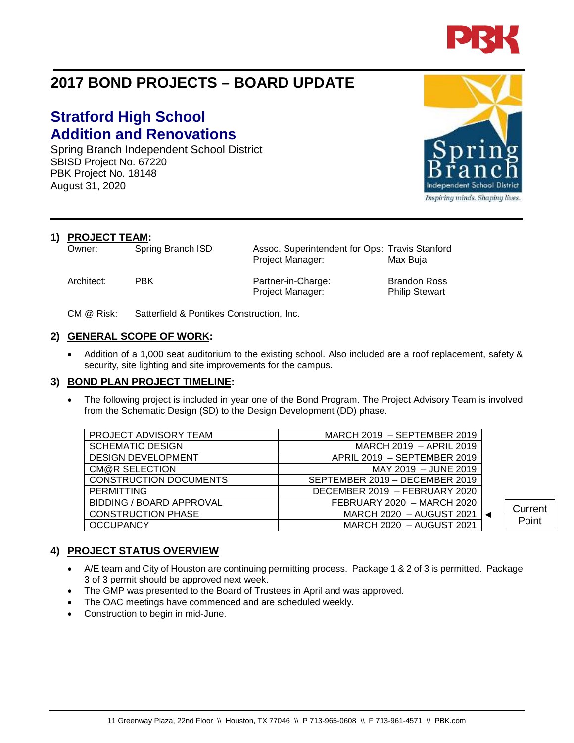# 2017 BOND PROJECTS – BOARD UPDATE

## Stratford High School
## Addition and Renovations

Spring Branch Independent School District
SBISD Project No. 67220
PBK Project No. 18148
August 31, 2020

### 1) PROJECT TEAM:

| | | | |
|---|---|---|---|
| Owner: | Spring Branch ISD | Assoc. Superintendent for Ops: | Travis Stanford |
| | | Project Manager: | Max Buja |
| Architect: | PBK | Partner-in-Charge: | Brandon Ross |
| | | Project Manager: | Philip Stewart |
| CM @ Risk: | Satterfield & Pontikes Construction, Inc. | | |

### 2) GENERAL SCOPE OF WORK:

- Addition of a 1,000 seat auditorium to the existing school. Also included are a roof replacement, safety & security, site lighting and site improvements for the campus.

### 3) BOND PLAN PROJECT TIMELINE:

- The following project is included in year one of the Bond Program. The Project Advisory Team is involved from the Schematic Design (SD) to the Design Development (DD) phase.

| Phase | Dates | |
|---|---|---|
| PROJECT ADVISORY TEAM | MARCH 2019 – SEPTEMBER 2019 | |
| SCHEMATIC DESIGN | MARCH 2019 – APRIL 2019 | |
| DESIGN DEVELOPMENT | APRIL 2019 – SEPTEMBER 2019 | |
| CM@R SELECTION | MAY 2019 – JUNE 2019 | |
| CONSTRUCTION DOCUMENTS | SEPTEMBER 2019 – DECEMBER 2019 | |
| PERMITTING | DECEMBER 2019 – FEBRUARY 2020 | |
| BIDDING / BOARD APPROVAL | FEBRUARY 2020 – MARCH 2020 | |
| CONSTRUCTION PHASE | MARCH 2020 – AUGUST 2021 | ← Current Point |
| OCCUPANCY | MARCH 2020 – AUGUST 2021 | |

### 4) PROJECT STATUS OVERVIEW

- A/E team and City of Houston are continuing permitting process. Package 1 & 2 of 3 is permitted. Package 3 of 3 permit should be approved next week.
- The GMP was presented to the Board of Trustees in April and was approved.
- The OAC meetings have commenced and are scheduled weekly.
- Construction to begin in mid-June.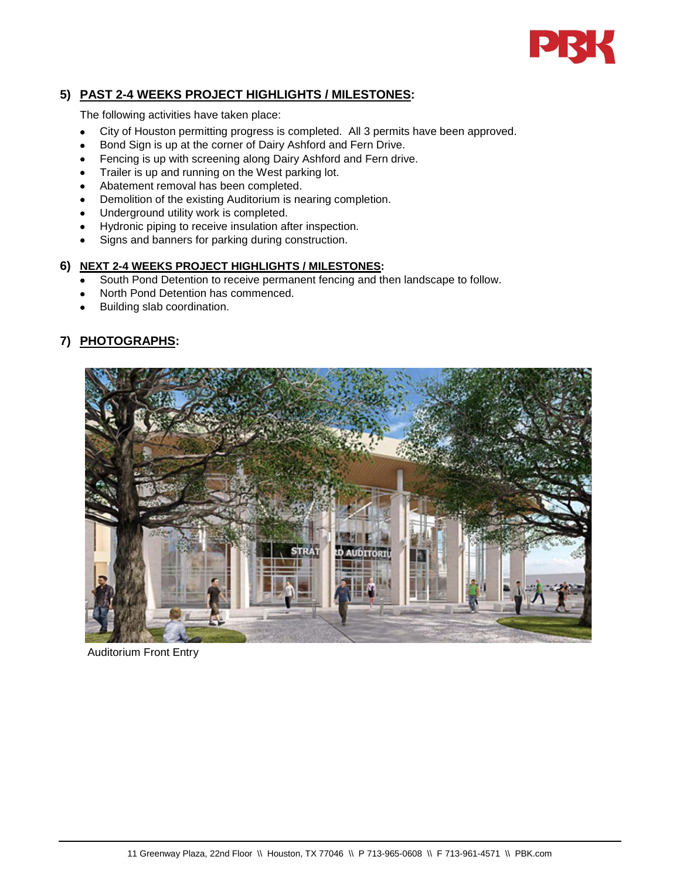## 5) PAST 2-4 WEEKS PROJECT HIGHLIGHTS / MILESTONES:

The following activities have taken place:

- City of Houston permitting progress is completed. All 3 permits have been approved.
- Bond Sign is up at the corner of Dairy Ashford and Fern Drive.
- Fencing is up with screening along Dairy Ashford and Fern drive.
- Trailer is up and running on the West parking lot.
- Abatement removal has been completed.
- Demolition of the existing Auditorium is nearing completion.
- Underground utility work is completed.
- Hydronic piping to receive insulation after inspection.
- Signs and banners for parking during construction.

## 6) NEXT 2-4 WEEKS PROJECT HIGHLIGHTS / MILESTONES:

- South Pond Detention to receive permanent fencing and then landscape to follow.
- North Pond Detention has commenced.
- Building slab coordination.

## 7) PHOTOGRAPHS:

Auditorium Front Entry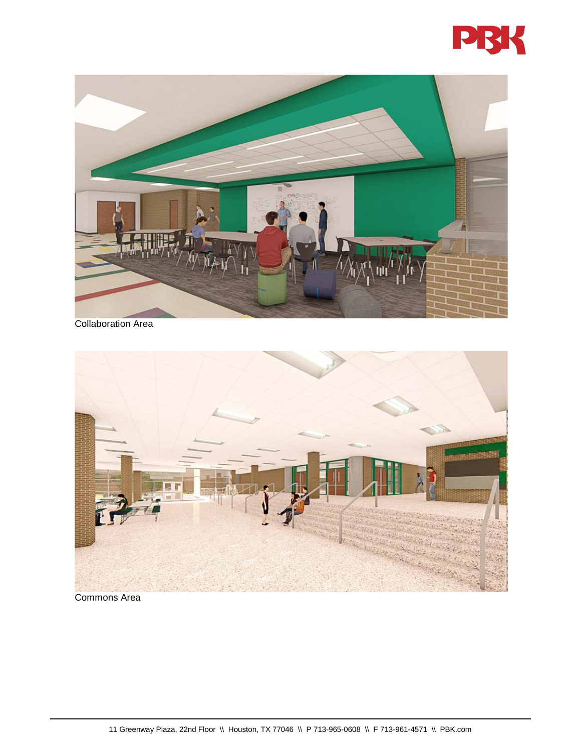Collaboration Area

Commons Area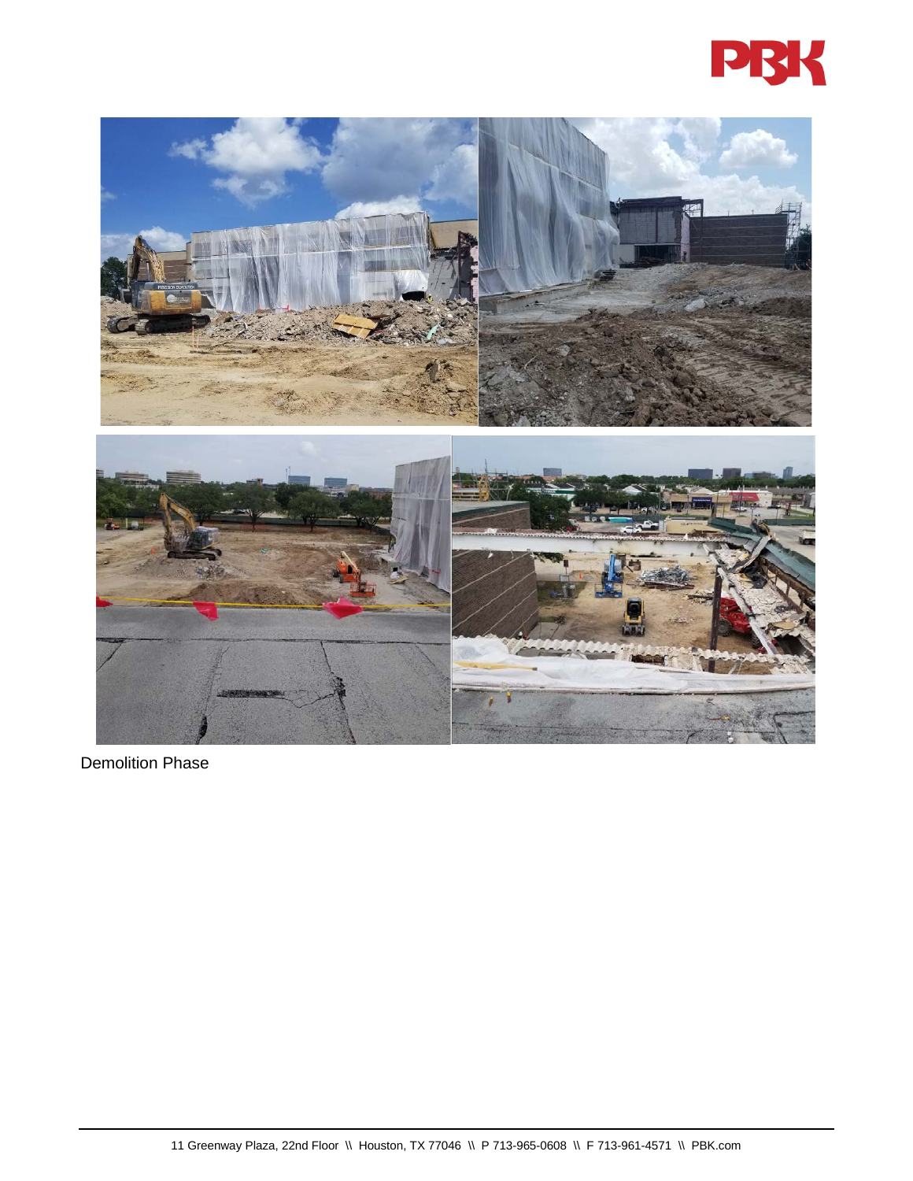Demolition Phase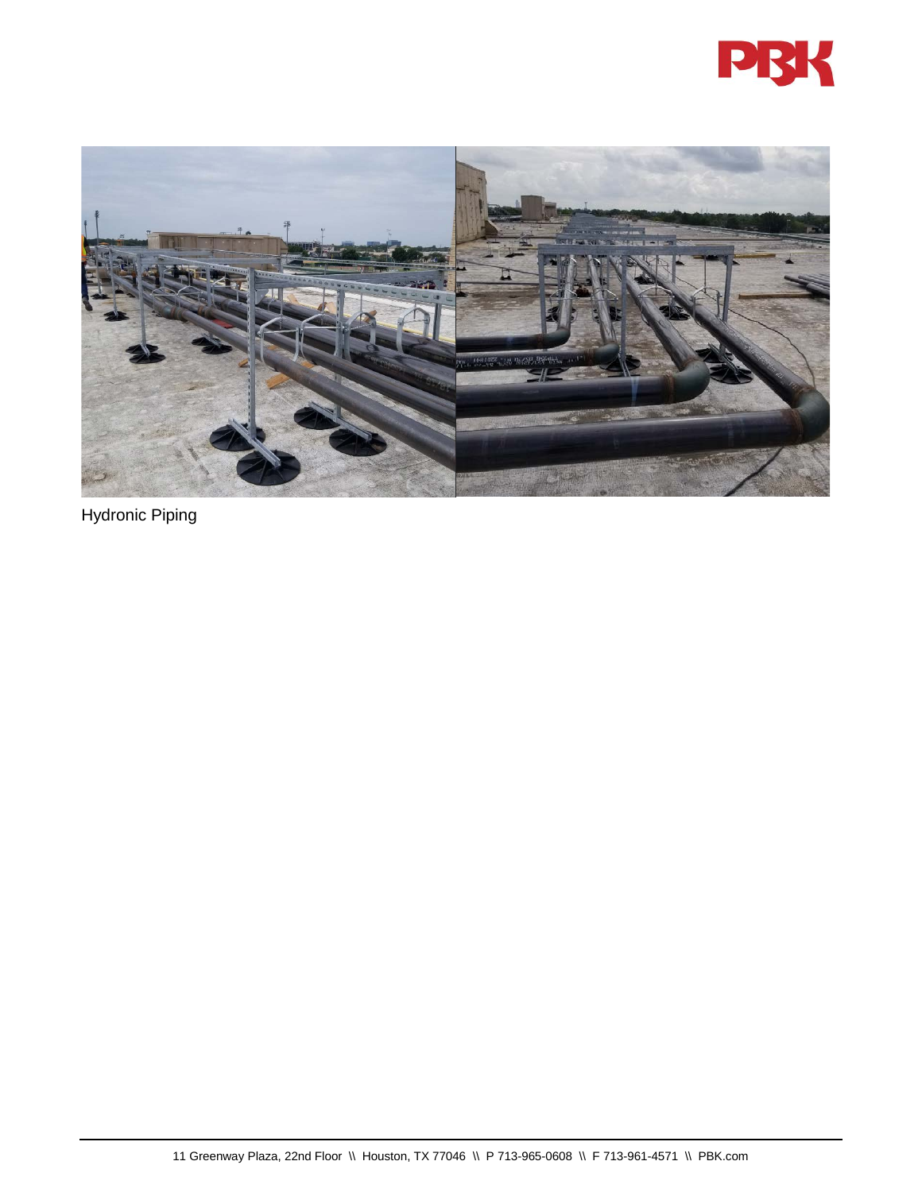Hydronic Piping